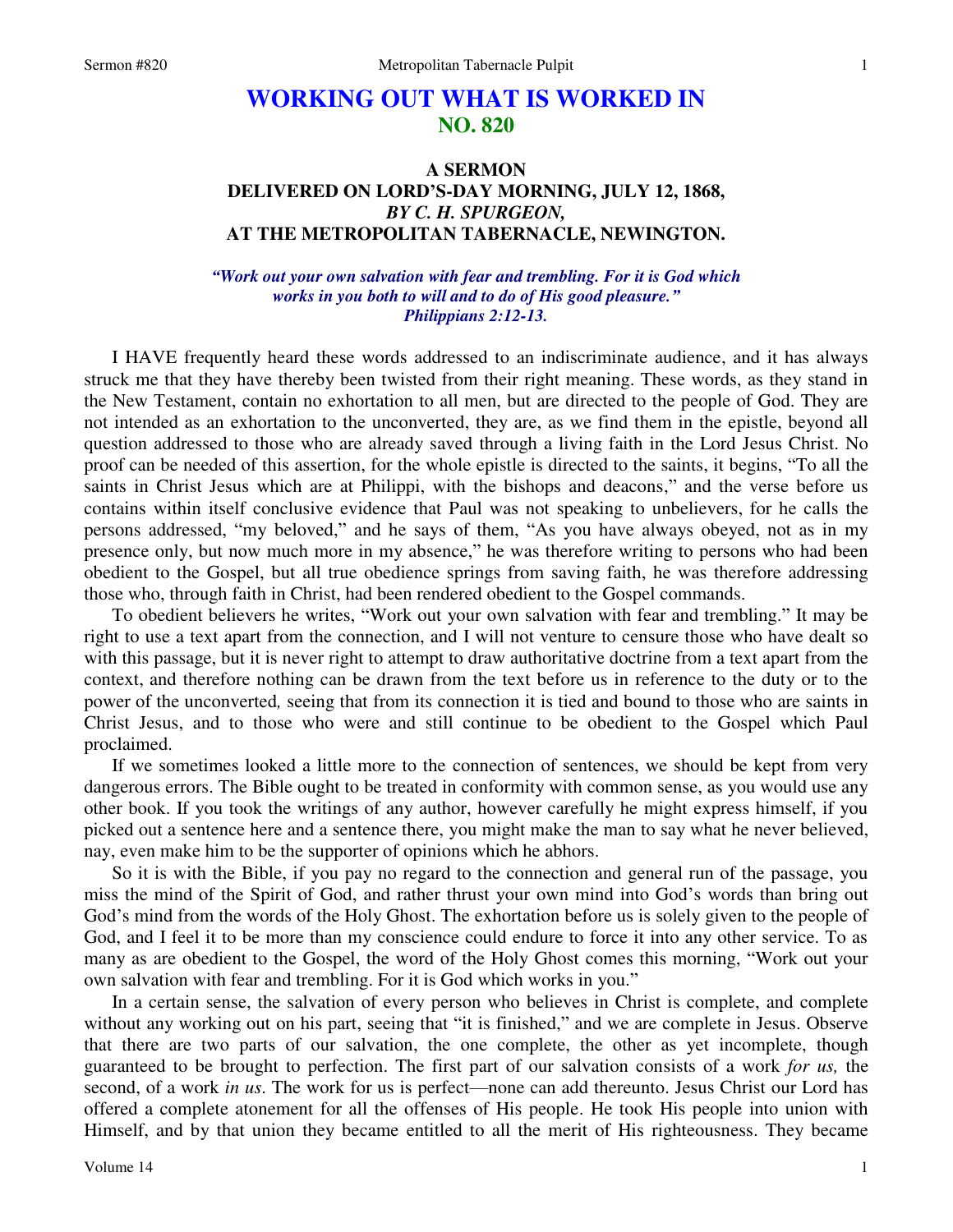# WORKING OUT WHAT IS WORKED IN
## NO. 820

### A SERMON
### DELIVERED ON LORD'S-DAY MORNING, JULY 12, 1868,
### *BY C. H. SPURGEON,*
### AT THE METROPOLITAN TABERNACLE, NEWINGTON.

*"Work out your own salvation with fear and trembling. For it is God which works in you both to will and to do of His good pleasure." Philippians 2:12-13.*

I HAVE frequently heard these words addressed to an indiscriminate audience, and it has always struck me that they have thereby been twisted from their right meaning. These words, as they stand in the New Testament, contain no exhortation to all men, but are directed to the people of God. They are not intended as an exhortation to the unconverted, they are, as we find them in the epistle, beyond all question addressed to those who are already saved through a living faith in the Lord Jesus Christ. No proof can be needed of this assertion, for the whole epistle is directed to the saints, it begins, "To all the saints in Christ Jesus which are at Philippi, with the bishops and deacons," and the verse before us contains within itself conclusive evidence that Paul was not speaking to unbelievers, for he calls the persons addressed, "my beloved," and he says of them, "As you have always obeyed, not as in my presence only, but now much more in my absence," he was therefore writing to persons who had been obedient to the Gospel, but all true obedience springs from saving faith, he was therefore addressing those who, through faith in Christ, had been rendered obedient to the Gospel commands.

To obedient believers he writes, "Work out your own salvation with fear and trembling." It may be right to use a text apart from the connection, and I will not venture to censure those who have dealt so with this passage, but it is never right to attempt to draw authoritative doctrine from a text apart from the context, and therefore nothing can be drawn from the text before us in reference to the duty or to the power of the unconverted*,* seeing that from its connection it is tied and bound to those who are saints in Christ Jesus, and to those who were and still continue to be obedient to the Gospel which Paul proclaimed.

If we sometimes looked a little more to the connection of sentences, we should be kept from very dangerous errors. The Bible ought to be treated in conformity with common sense, as you would use any other book. If you took the writings of any author, however carefully he might express himself, if you picked out a sentence here and a sentence there, you might make the man to say what he never believed, nay, even make him to be the supporter of opinions which he abhors.

So it is with the Bible, if you pay no regard to the connection and general run of the passage, you miss the mind of the Spirit of God, and rather thrust your own mind into God's words than bring out God's mind from the words of the Holy Ghost. The exhortation before us is solely given to the people of God, and I feel it to be more than my conscience could endure to force it into any other service. To as many as are obedient to the Gospel, the word of the Holy Ghost comes this morning, "Work out your own salvation with fear and trembling. For it is God which works in you."

In a certain sense, the salvation of every person who believes in Christ is complete, and complete without any working out on his part, seeing that "it is finished," and we are complete in Jesus. Observe that there are two parts of our salvation, the one complete, the other as yet incomplete, though guaranteed to be brought to perfection. The first part of our salvation consists of a work *for us,* the second, of a work *in us*. The work for us is perfect—none can add thereunto. Jesus Christ our Lord has offered a complete atonement for all the offenses of His people. He took His people into union with Himself, and by that union they became entitled to all the merit of His righteousness. They became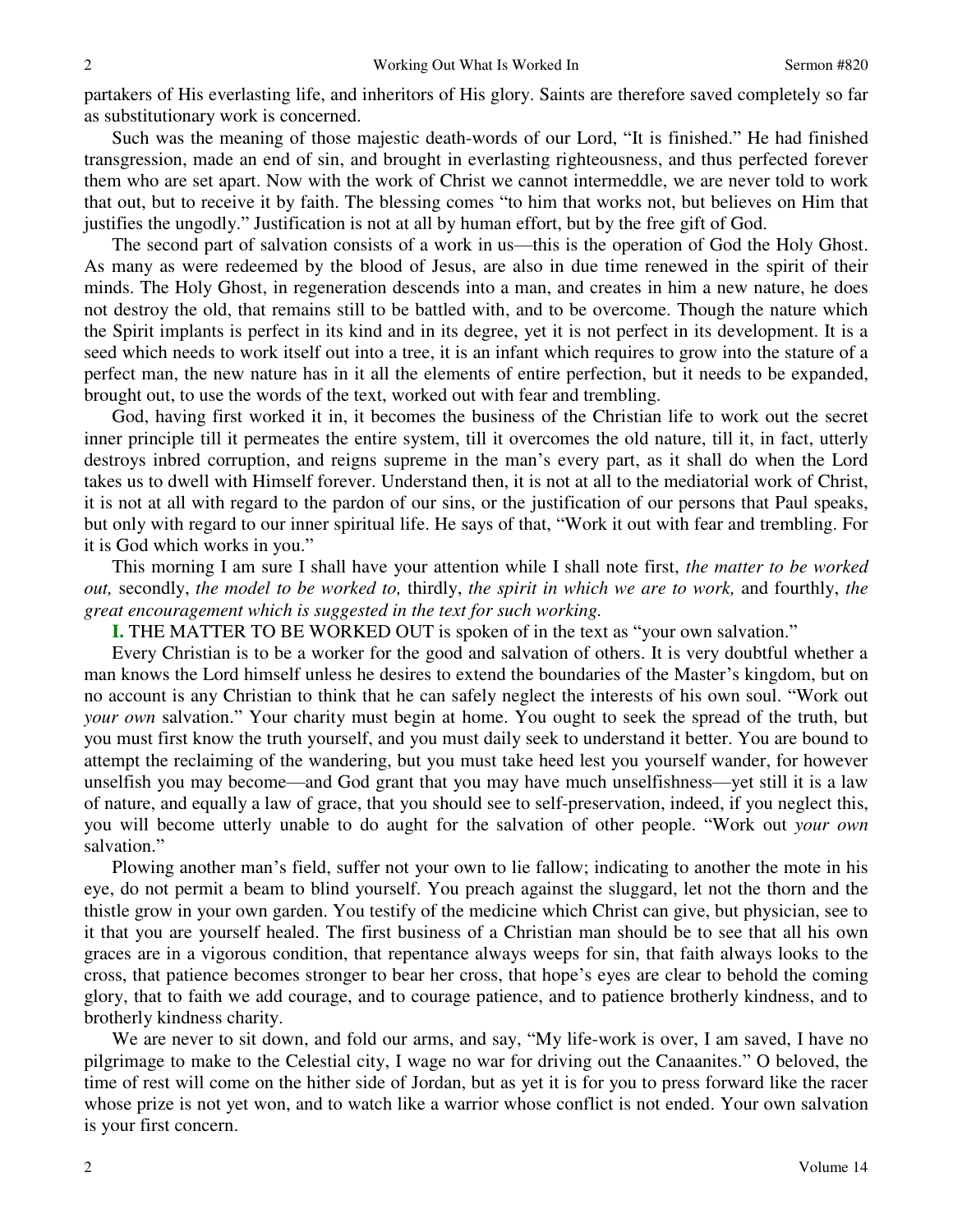partakers of His everlasting life, and inheritors of His glory. Saints are therefore saved completely so far as substitutionary work is concerned.

Such was the meaning of those majestic death-words of our Lord, "It is finished." He had finished transgression, made an end of sin, and brought in everlasting righteousness, and thus perfected forever them who are set apart. Now with the work of Christ we cannot intermeddle, we are never told to work that out, but to receive it by faith. The blessing comes "to him that works not, but believes on Him that justifies the ungodly." Justification is not at all by human effort, but by the free gift of God.

The second part of salvation consists of a work in us—this is the operation of God the Holy Ghost. As many as were redeemed by the blood of Jesus, are also in due time renewed in the spirit of their minds. The Holy Ghost, in regeneration descends into a man, and creates in him a new nature, he does not destroy the old, that remains still to be battled with, and to be overcome. Though the nature which the Spirit implants is perfect in its kind and in its degree, yet it is not perfect in its development. It is a seed which needs to work itself out into a tree, it is an infant which requires to grow into the stature of a perfect man, the new nature has in it all the elements of entire perfection, but it needs to be expanded, brought out, to use the words of the text, worked out with fear and trembling.

God, having first worked it in, it becomes the business of the Christian life to work out the secret inner principle till it permeates the entire system, till it overcomes the old nature, till it, in fact, utterly destroys inbred corruption, and reigns supreme in the man's every part, as it shall do when the Lord takes us to dwell with Himself forever. Understand then, it is not at all to the mediatorial work of Christ, it is not at all with regard to the pardon of our sins, or the justification of our persons that Paul speaks, but only with regard to our inner spiritual life. He says of that, "Work it out with fear and trembling. For it is God which works in you."

This morning I am sure I shall have your attention while I shall note first, *the matter to be worked out,* secondly, *the model to be worked to,* thirdly, *the spirit in which we are to work,* and fourthly, *the great encouragement which is suggested in the text for such working.*

**I.** THE MATTER TO BE WORKED OUT is spoken of in the text as "your own salvation."

Every Christian is to be a worker for the good and salvation of others. It is very doubtful whether a man knows the Lord himself unless he desires to extend the boundaries of the Master's kingdom, but on no account is any Christian to think that he can safely neglect the interests of his own soul. "Work out *your own* salvation." Your charity must begin at home. You ought to seek the spread of the truth, but you must first know the truth yourself, and you must daily seek to understand it better. You are bound to attempt the reclaiming of the wandering, but you must take heed lest you yourself wander, for however unselfish you may become—and God grant that you may have much unselfishness—yet still it is a law of nature, and equally a law of grace, that you should see to self-preservation, indeed, if you neglect this, you will become utterly unable to do aught for the salvation of other people. "Work out *your own* salvation."

Plowing another man's field, suffer not your own to lie fallow; indicating to another the mote in his eye, do not permit a beam to blind yourself. You preach against the sluggard, let not the thorn and the thistle grow in your own garden. You testify of the medicine which Christ can give, but physician, see to it that you are yourself healed. The first business of a Christian man should be to see that all his own graces are in a vigorous condition, that repentance always weeps for sin, that faith always looks to the cross, that patience becomes stronger to bear her cross, that hope's eyes are clear to behold the coming glory, that to faith we add courage, and to courage patience, and to patience brotherly kindness, and to brotherly kindness charity.

We are never to sit down, and fold our arms, and say, "My life-work is over, I am saved, I have no pilgrimage to make to the Celestial city, I wage no war for driving out the Canaanites." O beloved, the time of rest will come on the hither side of Jordan, but as yet it is for you to press forward like the racer whose prize is not yet won, and to watch like a warrior whose conflict is not ended. Your own salvation is your first concern.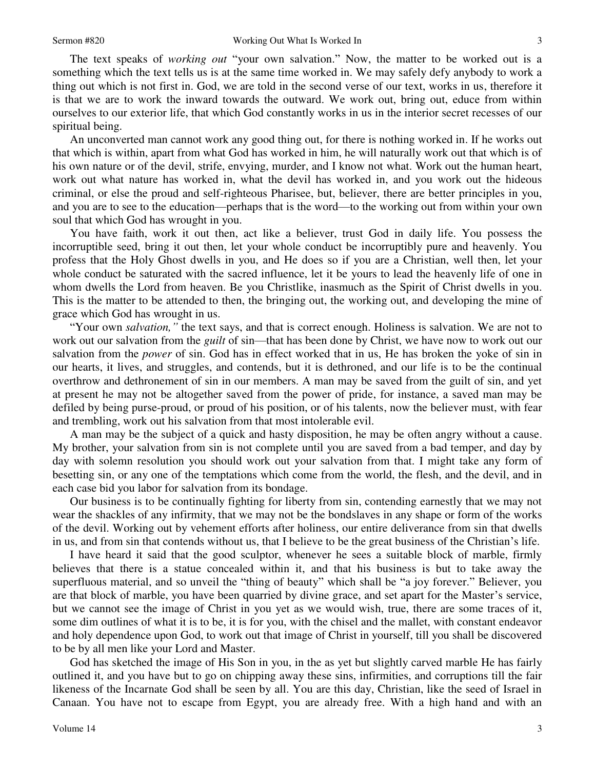The text speaks of *working out* "your own salvation." Now, the matter to be worked out is a something which the text tells us is at the same time worked in. We may safely defy anybody to work a thing out which is not first in. God, we are told in the second verse of our text, works in us, therefore it is that we are to work the inward towards the outward. We work out, bring out, educe from within ourselves to our exterior life, that which God constantly works in us in the interior secret recesses of our spiritual being.

An unconverted man cannot work any good thing out, for there is nothing worked in. If he works out that which is within, apart from what God has worked in him, he will naturally work out that which is of his own nature or of the devil, strife, envying, murder, and I know not what. Work out the human heart, work out what nature has worked in, what the devil has worked in, and you work out the hideous criminal, or else the proud and self-righteous Pharisee, but, believer, there are better principles in you, and you are to see to the education—perhaps that is the word—to the working out from within your own soul that which God has wrought in you.

You have faith, work it out then, act like a believer, trust God in daily life. You possess the incorruptible seed, bring it out then, let your whole conduct be incorruptibly pure and heavenly. You profess that the Holy Ghost dwells in you, and He does so if you are a Christian, well then, let your whole conduct be saturated with the sacred influence, let it be yours to lead the heavenly life of one in whom dwells the Lord from heaven. Be you Christlike, inasmuch as the Spirit of Christ dwells in you. This is the matter to be attended to then, the bringing out, the working out, and developing the mine of grace which God has wrought in us.

"Your own *salvation,"* the text says, and that is correct enough. Holiness is salvation. We are not to work out our salvation from the *guilt* of sin—that has been done by Christ, we have now to work out our salvation from the *power* of sin. God has in effect worked that in us, He has broken the yoke of sin in our hearts, it lives, and struggles, and contends, but it is dethroned, and our life is to be the continual overthrow and dethronement of sin in our members. A man may be saved from the guilt of sin, and yet at present he may not be altogether saved from the power of pride, for instance, a saved man may be defiled by being purse-proud, or proud of his position, or of his talents, now the believer must, with fear and trembling, work out his salvation from that most intolerable evil.

A man may be the subject of a quick and hasty disposition, he may be often angry without a cause. My brother, your salvation from sin is not complete until you are saved from a bad temper, and day by day with solemn resolution you should work out your salvation from that. I might take any form of besetting sin, or any one of the temptations which come from the world, the flesh, and the devil, and in each case bid you labor for salvation from its bondage.

Our business is to be continually fighting for liberty from sin, contending earnestly that we may not wear the shackles of any infirmity, that we may not be the bondslaves in any shape or form of the works of the devil. Working out by vehement efforts after holiness, our entire deliverance from sin that dwells in us, and from sin that contends without us, that I believe to be the great business of the Christian's life.

I have heard it said that the good sculptor, whenever he sees a suitable block of marble, firmly believes that there is a statue concealed within it, and that his business is but to take away the superfluous material, and so unveil the "thing of beauty" which shall be "a joy forever." Believer, you are that block of marble, you have been quarried by divine grace, and set apart for the Master's service, but we cannot see the image of Christ in you yet as we would wish, true, there are some traces of it, some dim outlines of what it is to be, it is for you, with the chisel and the mallet, with constant endeavor and holy dependence upon God, to work out that image of Christ in yourself, till you shall be discovered to be by all men like your Lord and Master.

God has sketched the image of His Son in you, in the as yet but slightly carved marble He has fairly outlined it, and you have but to go on chipping away these sins, infirmities, and corruptions till the fair likeness of the Incarnate God shall be seen by all. You are this day, Christian, like the seed of Israel in Canaan. You have not to escape from Egypt, you are already free. With a high hand and with an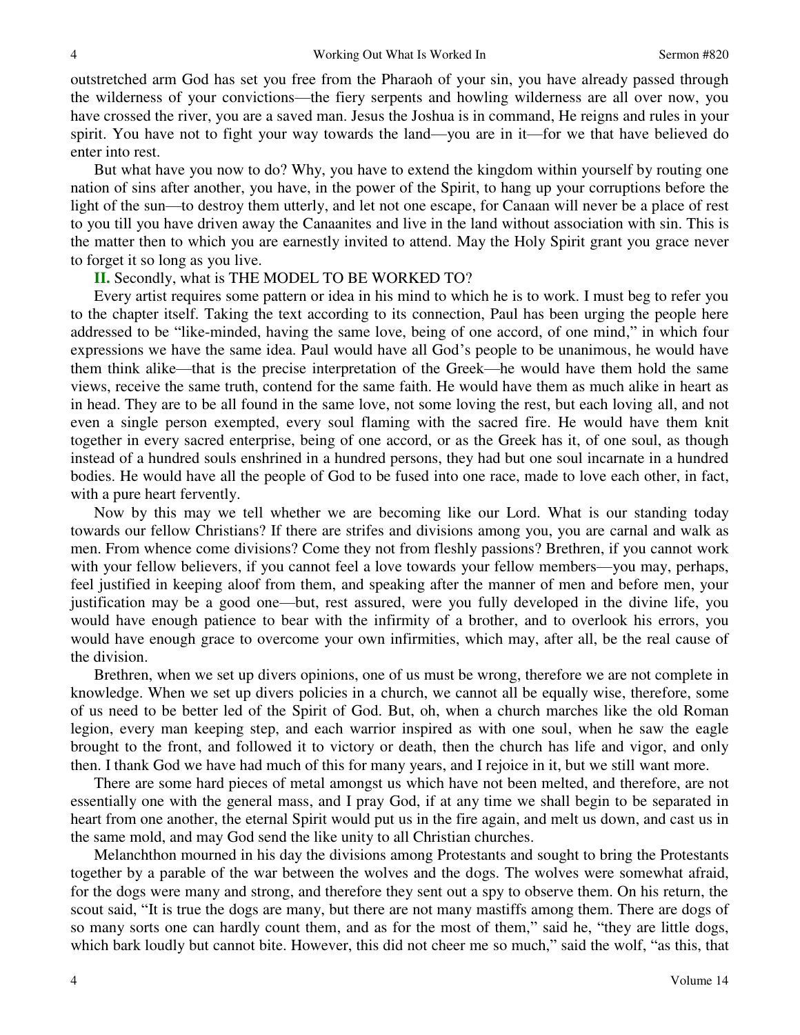outstretched arm God has set you free from the Pharaoh of your sin, you have already passed through the wilderness of your convictions—the fiery serpents and howling wilderness are all over now, you have crossed the river, you are a saved man. Jesus the Joshua is in command, He reigns and rules in your spirit. You have not to fight your way towards the land—you are in it—for we that have believed do enter into rest.

But what have you now to do? Why, you have to extend the kingdom within yourself by routing one nation of sins after another, you have, in the power of the Spirit, to hang up your corruptions before the light of the sun—to destroy them utterly, and let not one escape, for Canaan will never be a place of rest to you till you have driven away the Canaanites and live in the land without association with sin. This is the matter then to which you are earnestly invited to attend. May the Holy Spirit grant you grace never to forget it so long as you live.

**II.** Secondly, what is THE MODEL TO BE WORKED TO?

Every artist requires some pattern or idea in his mind to which he is to work. I must beg to refer you to the chapter itself. Taking the text according to its connection, Paul has been urging the people here addressed to be "like-minded, having the same love, being of one accord, of one mind," in which four expressions we have the same idea. Paul would have all God's people to be unanimous, he would have them think alike—that is the precise interpretation of the Greek—he would have them hold the same views, receive the same truth, contend for the same faith. He would have them as much alike in heart as in head. They are to be all found in the same love, not some loving the rest, but each loving all, and not even a single person exempted, every soul flaming with the sacred fire. He would have them knit together in every sacred enterprise, being of one accord, or as the Greek has it, of one soul, as though instead of a hundred souls enshrined in a hundred persons, they had but one soul incarnate in a hundred bodies. He would have all the people of God to be fused into one race, made to love each other, in fact, with a pure heart fervently.

Now by this may we tell whether we are becoming like our Lord. What is our standing today towards our fellow Christians? If there are strifes and divisions among you, you are carnal and walk as men. From whence come divisions? Come they not from fleshly passions? Brethren, if you cannot work with your fellow believers, if you cannot feel a love towards your fellow members—you may, perhaps, feel justified in keeping aloof from them, and speaking after the manner of men and before men, your justification may be a good one—but, rest assured, were you fully developed in the divine life, you would have enough patience to bear with the infirmity of a brother, and to overlook his errors, you would have enough grace to overcome your own infirmities, which may, after all, be the real cause of the division.

Brethren, when we set up divers opinions, one of us must be wrong, therefore we are not complete in knowledge. When we set up divers policies in a church, we cannot all be equally wise, therefore, some of us need to be better led of the Spirit of God. But, oh, when a church marches like the old Roman legion, every man keeping step, and each warrior inspired as with one soul, when he saw the eagle brought to the front, and followed it to victory or death, then the church has life and vigor, and only then. I thank God we have had much of this for many years, and I rejoice in it, but we still want more.

There are some hard pieces of metal amongst us which have not been melted, and therefore, are not essentially one with the general mass, and I pray God, if at any time we shall begin to be separated in heart from one another, the eternal Spirit would put us in the fire again, and melt us down, and cast us in the same mold, and may God send the like unity to all Christian churches.

Melanchthon mourned in his day the divisions among Protestants and sought to bring the Protestants together by a parable of the war between the wolves and the dogs. The wolves were somewhat afraid, for the dogs were many and strong, and therefore they sent out a spy to observe them. On his return, the scout said, "It is true the dogs are many, but there are not many mastiffs among them. There are dogs of so many sorts one can hardly count them, and as for the most of them," said he, "they are little dogs, which bark loudly but cannot bite. However, this did not cheer me so much," said the wolf, "as this, that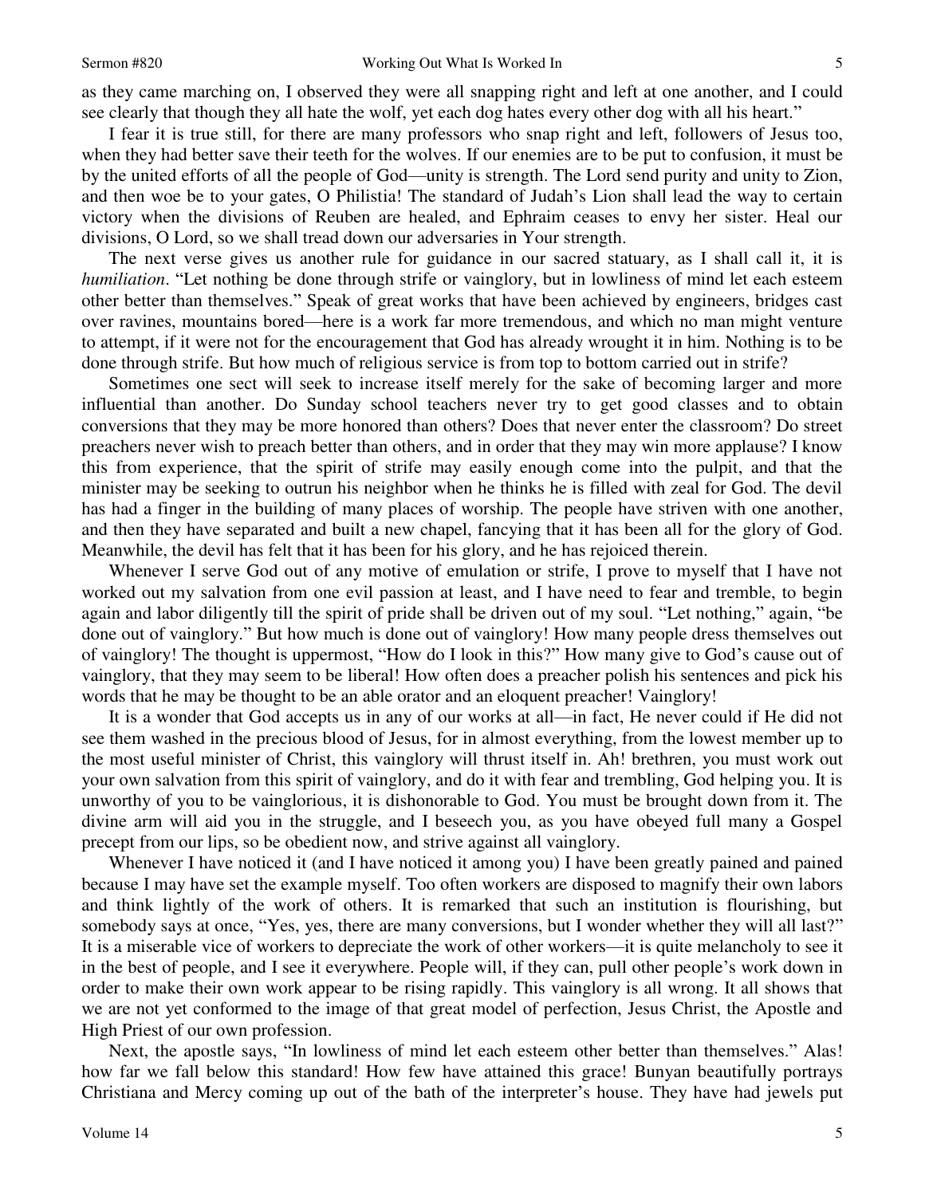as they came marching on, I observed they were all snapping right and left at one another, and I could see clearly that though they all hate the wolf, yet each dog hates every other dog with all his heart."

I fear it is true still, for there are many professors who snap right and left, followers of Jesus too, when they had better save their teeth for the wolves. If our enemies are to be put to confusion, it must be by the united efforts of all the people of God—unity is strength. The Lord send purity and unity to Zion, and then woe be to your gates, O Philistia! The standard of Judah's Lion shall lead the way to certain victory when the divisions of Reuben are healed, and Ephraim ceases to envy her sister. Heal our divisions, O Lord, so we shall tread down our adversaries in Your strength.

The next verse gives us another rule for guidance in our sacred statuary, as I shall call it, it is *humiliation*. "Let nothing be done through strife or vainglory, but in lowliness of mind let each esteem other better than themselves." Speak of great works that have been achieved by engineers, bridges cast over ravines, mountains bored—here is a work far more tremendous, and which no man might venture to attempt, if it were not for the encouragement that God has already wrought it in him. Nothing is to be done through strife. But how much of religious service is from top to bottom carried out in strife?

Sometimes one sect will seek to increase itself merely for the sake of becoming larger and more influential than another. Do Sunday school teachers never try to get good classes and to obtain conversions that they may be more honored than others? Does that never enter the classroom? Do street preachers never wish to preach better than others, and in order that they may win more applause? I know this from experience, that the spirit of strife may easily enough come into the pulpit, and that the minister may be seeking to outrun his neighbor when he thinks he is filled with zeal for God. The devil has had a finger in the building of many places of worship. The people have striven with one another, and then they have separated and built a new chapel, fancying that it has been all for the glory of God. Meanwhile, the devil has felt that it has been for his glory, and he has rejoiced therein.

Whenever I serve God out of any motive of emulation or strife, I prove to myself that I have not worked out my salvation from one evil passion at least, and I have need to fear and tremble, to begin again and labor diligently till the spirit of pride shall be driven out of my soul. "Let nothing," again, "be done out of vainglory." But how much is done out of vainglory! How many people dress themselves out of vainglory! The thought is uppermost, "How do I look in this?" How many give to God's cause out of vainglory, that they may seem to be liberal! How often does a preacher polish his sentences and pick his words that he may be thought to be an able orator and an eloquent preacher! Vainglory!

It is a wonder that God accepts us in any of our works at all—in fact, He never could if He did not see them washed in the precious blood of Jesus, for in almost everything, from the lowest member up to the most useful minister of Christ, this vainglory will thrust itself in. Ah! brethren, you must work out your own salvation from this spirit of vainglory, and do it with fear and trembling, God helping you. It is unworthy of you to be vainglorious, it is dishonorable to God. You must be brought down from it. The divine arm will aid you in the struggle, and I beseech you, as you have obeyed full many a Gospel precept from our lips, so be obedient now, and strive against all vainglory.

Whenever I have noticed it (and I have noticed it among you) I have been greatly pained and pained because I may have set the example myself. Too often workers are disposed to magnify their own labors and think lightly of the work of others. It is remarked that such an institution is flourishing, but somebody says at once, "Yes, yes, there are many conversions, but I wonder whether they will all last?" It is a miserable vice of workers to depreciate the work of other workers—it is quite melancholy to see it in the best of people, and I see it everywhere. People will, if they can, pull other people's work down in order to make their own work appear to be rising rapidly. This vainglory is all wrong. It all shows that we are not yet conformed to the image of that great model of perfection, Jesus Christ, the Apostle and High Priest of our own profession.

Next, the apostle says, "In lowliness of mind let each esteem other better than themselves." Alas! how far we fall below this standard! How few have attained this grace! Bunyan beautifully portrays Christiana and Mercy coming up out of the bath of the interpreter's house. They have had jewels put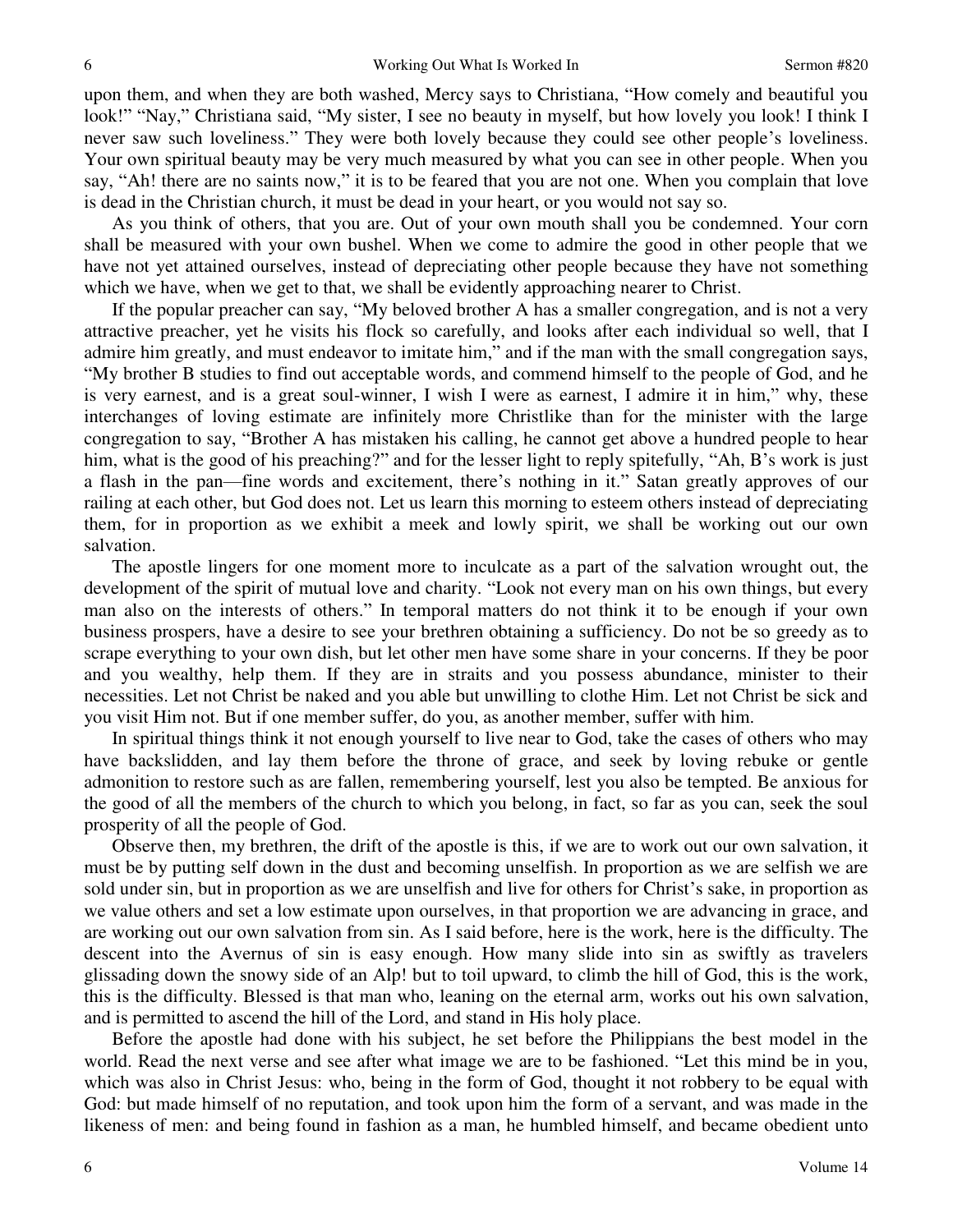upon them, and when they are both washed, Mercy says to Christiana, "How comely and beautiful you look!" "Nay," Christiana said, "My sister, I see no beauty in myself, but how lovely you look! I think I never saw such loveliness." They were both lovely because they could see other people's loveliness. Your own spiritual beauty may be very much measured by what you can see in other people. When you say, "Ah! there are no saints now," it is to be feared that you are not one. When you complain that love is dead in the Christian church, it must be dead in your heart, or you would not say so.

As you think of others, that you are. Out of your own mouth shall you be condemned. Your corn shall be measured with your own bushel. When we come to admire the good in other people that we have not yet attained ourselves, instead of depreciating other people because they have not something which we have, when we get to that, we shall be evidently approaching nearer to Christ.

If the popular preacher can say, "My beloved brother A has a smaller congregation, and is not a very attractive preacher, yet he visits his flock so carefully, and looks after each individual so well, that I admire him greatly, and must endeavor to imitate him," and if the man with the small congregation says, "My brother B studies to find out acceptable words, and commend himself to the people of God, and he is very earnest, and is a great soul-winner, I wish I were as earnest, I admire it in him," why, these interchanges of loving estimate are infinitely more Christlike than for the minister with the large congregation to say, "Brother A has mistaken his calling, he cannot get above a hundred people to hear him, what is the good of his preaching?" and for the lesser light to reply spitefully, "Ah, B's work is just a flash in the pan—fine words and excitement, there's nothing in it." Satan greatly approves of our railing at each other, but God does not. Let us learn this morning to esteem others instead of depreciating them, for in proportion as we exhibit a meek and lowly spirit, we shall be working out our own salvation.

The apostle lingers for one moment more to inculcate as a part of the salvation wrought out, the development of the spirit of mutual love and charity. "Look not every man on his own things, but every man also on the interests of others." In temporal matters do not think it to be enough if your own business prospers, have a desire to see your brethren obtaining a sufficiency. Do not be so greedy as to scrape everything to your own dish, but let other men have some share in your concerns. If they be poor and you wealthy, help them. If they are in straits and you possess abundance, minister to their necessities. Let not Christ be naked and you able but unwilling to clothe Him. Let not Christ be sick and you visit Him not. But if one member suffer, do you, as another member, suffer with him.

In spiritual things think it not enough yourself to live near to God, take the cases of others who may have backslidden, and lay them before the throne of grace, and seek by loving rebuke or gentle admonition to restore such as are fallen, remembering yourself, lest you also be tempted. Be anxious for the good of all the members of the church to which you belong, in fact, so far as you can, seek the soul prosperity of all the people of God.

Observe then, my brethren, the drift of the apostle is this, if we are to work out our own salvation, it must be by putting self down in the dust and becoming unselfish. In proportion as we are selfish we are sold under sin, but in proportion as we are unselfish and live for others for Christ's sake, in proportion as we value others and set a low estimate upon ourselves, in that proportion we are advancing in grace, and are working out our own salvation from sin. As I said before, here is the work, here is the difficulty. The descent into the Avernus of sin is easy enough. How many slide into sin as swiftly as travelers glissading down the snowy side of an Alp! but to toil upward, to climb the hill of God, this is the work, this is the difficulty. Blessed is that man who, leaning on the eternal arm, works out his own salvation, and is permitted to ascend the hill of the Lord, and stand in His holy place.

Before the apostle had done with his subject, he set before the Philippians the best model in the world. Read the next verse and see after what image we are to be fashioned. "Let this mind be in you, which was also in Christ Jesus: who, being in the form of God, thought it not robbery to be equal with God: but made himself of no reputation, and took upon him the form of a servant, and was made in the likeness of men: and being found in fashion as a man, he humbled himself, and became obedient unto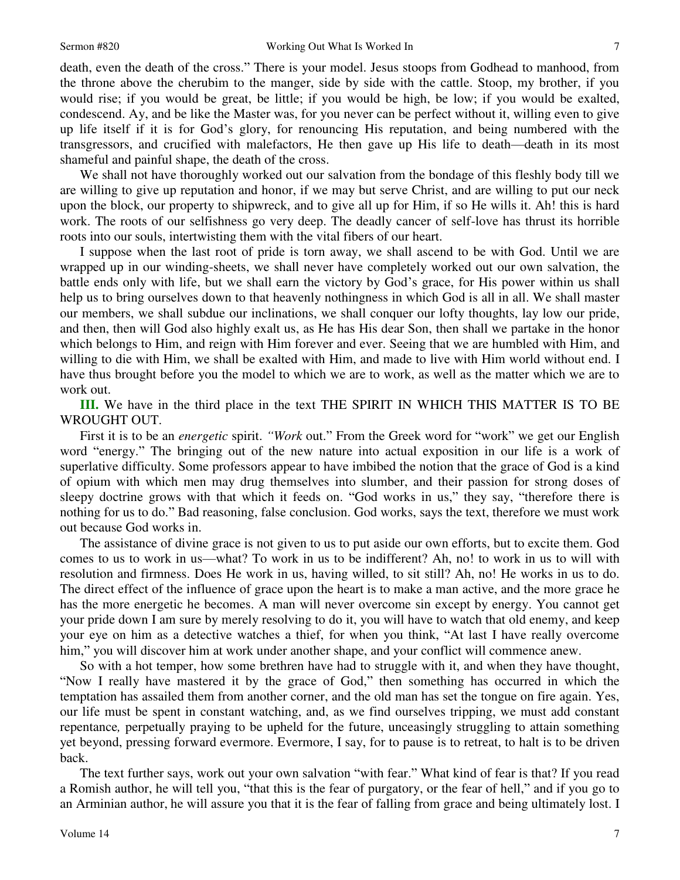death, even the death of the cross." There is your model. Jesus stoops from Godhead to manhood, from the throne above the cherubim to the manger, side by side with the cattle. Stoop, my brother, if you would rise; if you would be great, be little; if you would be high, be low; if you would be exalted, condescend. Ay, and be like the Master was, for you never can be perfect without it, willing even to give up life itself if it is for God's glory, for renouncing His reputation, and being numbered with the transgressors, and crucified with malefactors, He then gave up His life to death—death in its most shameful and painful shape, the death of the cross.

We shall not have thoroughly worked out our salvation from the bondage of this fleshly body till we are willing to give up reputation and honor, if we may but serve Christ, and are willing to put our neck upon the block, our property to shipwreck, and to give all up for Him, if so He wills it. Ah! this is hard work. The roots of our selfishness go very deep. The deadly cancer of self-love has thrust its horrible roots into our souls, intertwisting them with the vital fibers of our heart.

I suppose when the last root of pride is torn away, we shall ascend to be with God. Until we are wrapped up in our winding-sheets, we shall never have completely worked out our own salvation, the battle ends only with life, but we shall earn the victory by God's grace, for His power within us shall help us to bring ourselves down to that heavenly nothingness in which God is all in all. We shall master our members, we shall subdue our inclinations, we shall conquer our lofty thoughts, lay low our pride, and then, then will God also highly exalt us, as He has His dear Son, then shall we partake in the honor which belongs to Him, and reign with Him forever and ever. Seeing that we are humbled with Him, and willing to die with Him, we shall be exalted with Him, and made to live with Him world without end. I have thus brought before you the model to which we are to work, as well as the matter which we are to work out.

**III.** We have in the third place in the text THE SPIRIT IN WHICH THIS MATTER IS TO BE WROUGHT OUT.

First it is to be an *energetic* spirit. *"Work* out." From the Greek word for "work" we get our English word "energy." The bringing out of the new nature into actual exposition in our life is a work of superlative difficulty. Some professors appear to have imbibed the notion that the grace of God is a kind of opium with which men may drug themselves into slumber, and their passion for strong doses of sleepy doctrine grows with that which it feeds on. "God works in us," they say, "therefore there is nothing for us to do." Bad reasoning, false conclusion. God works, says the text, therefore we must work out because God works in.

The assistance of divine grace is not given to us to put aside our own efforts, but to excite them. God comes to us to work in us—what? To work in us to be indifferent? Ah, no! to work in us to will with resolution and firmness. Does He work in us, having willed, to sit still? Ah, no! He works in us to do. The direct effect of the influence of grace upon the heart is to make a man active, and the more grace he has the more energetic he becomes. A man will never overcome sin except by energy. You cannot get your pride down I am sure by merely resolving to do it, you will have to watch that old enemy, and keep your eye on him as a detective watches a thief, for when you think, "At last I have really overcome him," you will discover him at work under another shape, and your conflict will commence anew.

So with a hot temper, how some brethren have had to struggle with it, and when they have thought, "Now I really have mastered it by the grace of God," then something has occurred in which the temptation has assailed them from another corner, and the old man has set the tongue on fire again. Yes, our life must be spent in constant watching, and, as we find ourselves tripping, we must add constant repentance*,* perpetually praying to be upheld for the future, unceasingly struggling to attain something yet beyond, pressing forward evermore. Evermore, I say, for to pause is to retreat, to halt is to be driven back.

The text further says, work out your own salvation "with fear." What kind of fear is that? If you read a Romish author, he will tell you, "that this is the fear of purgatory, or the fear of hell," and if you go to an Arminian author, he will assure you that it is the fear of falling from grace and being ultimately lost. I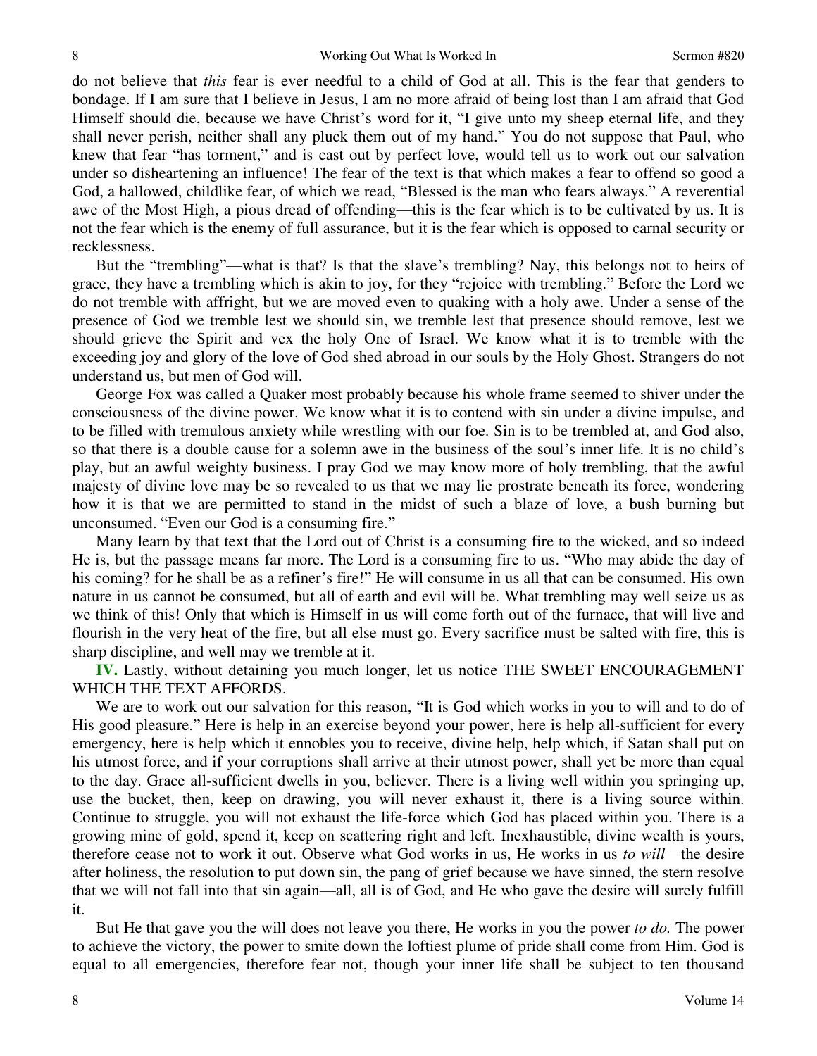do not believe that *this* fear is ever needful to a child of God at all. This is the fear that genders to bondage. If I am sure that I believe in Jesus, I am no more afraid of being lost than I am afraid that God Himself should die, because we have Christ's word for it, "I give unto my sheep eternal life, and they shall never perish, neither shall any pluck them out of my hand." You do not suppose that Paul, who knew that fear "has torment," and is cast out by perfect love, would tell us to work out our salvation under so disheartening an influence! The fear of the text is that which makes a fear to offend so good a God, a hallowed, childlike fear, of which we read, "Blessed is the man who fears always." A reverential awe of the Most High, a pious dread of offending—this is the fear which is to be cultivated by us. It is not the fear which is the enemy of full assurance, but it is the fear which is opposed to carnal security or recklessness.

But the "trembling"—what is that? Is that the slave's trembling? Nay, this belongs not to heirs of grace, they have a trembling which is akin to joy, for they "rejoice with trembling." Before the Lord we do not tremble with affright, but we are moved even to quaking with a holy awe. Under a sense of the presence of God we tremble lest we should sin, we tremble lest that presence should remove, lest we should grieve the Spirit and vex the holy One of Israel. We know what it is to tremble with the exceeding joy and glory of the love of God shed abroad in our souls by the Holy Ghost. Strangers do not understand us, but men of God will.

George Fox was called a Quaker most probably because his whole frame seemed to shiver under the consciousness of the divine power. We know what it is to contend with sin under a divine impulse, and to be filled with tremulous anxiety while wrestling with our foe. Sin is to be trembled at, and God also, so that there is a double cause for a solemn awe in the business of the soul's inner life. It is no child's play, but an awful weighty business. I pray God we may know more of holy trembling, that the awful majesty of divine love may be so revealed to us that we may lie prostrate beneath its force, wondering how it is that we are permitted to stand in the midst of such a blaze of love, a bush burning but unconsumed. "Even our God is a consuming fire."

Many learn by that text that the Lord out of Christ is a consuming fire to the wicked, and so indeed He is, but the passage means far more. The Lord is a consuming fire to us. "Who may abide the day of his coming? for he shall be as a refiner's fire!" He will consume in us all that can be consumed. His own nature in us cannot be consumed, but all of earth and evil will be. What trembling may well seize us as we think of this! Only that which is Himself in us will come forth out of the furnace, that will live and flourish in the very heat of the fire, but all else must go. Every sacrifice must be salted with fire, this is sharp discipline, and well may we tremble at it.

**IV.** Lastly, without detaining you much longer, let us notice THE SWEET ENCOURAGEMENT WHICH THE TEXT AFFORDS.

We are to work out our salvation for this reason, "It is God which works in you to will and to do of His good pleasure." Here is help in an exercise beyond your power, here is help all-sufficient for every emergency, here is help which it ennobles you to receive, divine help, help which, if Satan shall put on his utmost force, and if your corruptions shall arrive at their utmost power, shall yet be more than equal to the day. Grace all-sufficient dwells in you, believer. There is a living well within you springing up, use the bucket, then, keep on drawing, you will never exhaust it, there is a living source within. Continue to struggle, you will not exhaust the life-force which God has placed within you. There is a growing mine of gold, spend it, keep on scattering right and left. Inexhaustible, divine wealth is yours, therefore cease not to work it out. Observe what God works in us, He works in us *to will*—the desire after holiness, the resolution to put down sin, the pang of grief because we have sinned, the stern resolve that we will not fall into that sin again—all, all is of God, and He who gave the desire will surely fulfill it.

But He that gave you the will does not leave you there, He works in you the power *to do.* The power to achieve the victory, the power to smite down the loftiest plume of pride shall come from Him. God is equal to all emergencies, therefore fear not, though your inner life shall be subject to ten thousand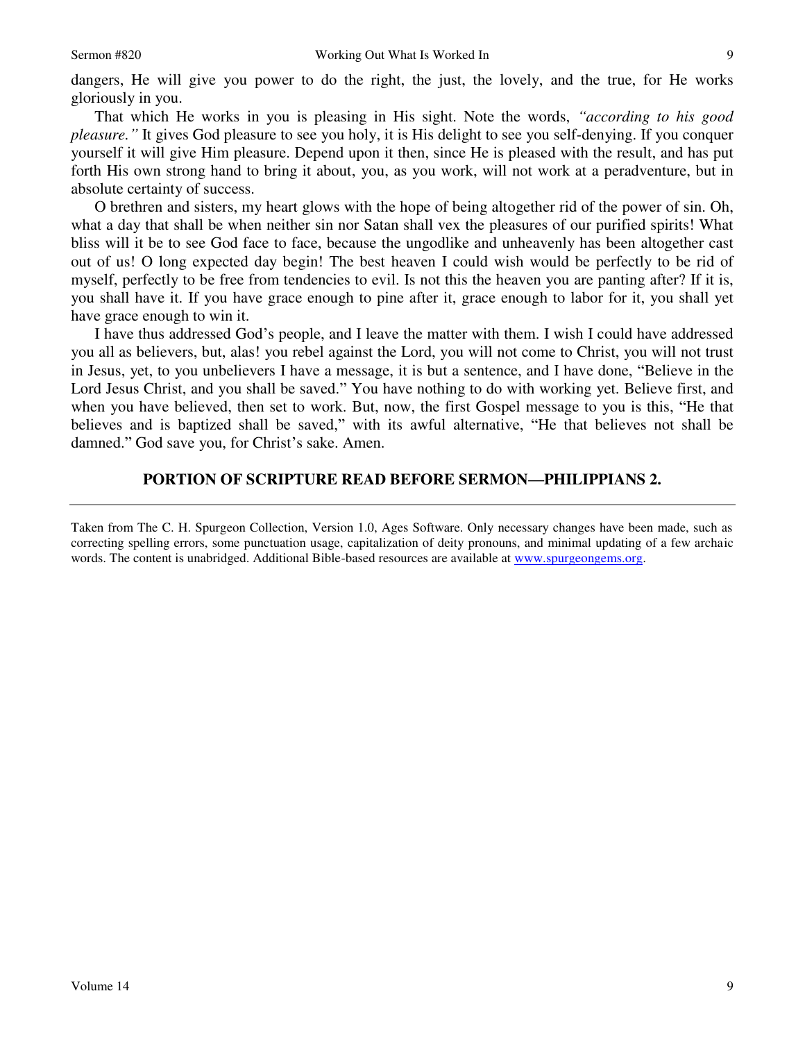dangers, He will give you power to do the right, the just, the lovely, and the true, for He works gloriously in you.

That which He works in you is pleasing in His sight. Note the words, *"according to his good pleasure."* It gives God pleasure to see you holy, it is His delight to see you self-denying. If you conquer yourself it will give Him pleasure. Depend upon it then, since He is pleased with the result, and has put forth His own strong hand to bring it about, you, as you work, will not work at a peradventure, but in absolute certainty of success.

O brethren and sisters, my heart glows with the hope of being altogether rid of the power of sin. Oh, what a day that shall be when neither sin nor Satan shall vex the pleasures of our purified spirits! What bliss will it be to see God face to face, because the ungodlike and unheavenly has been altogether cast out of us! O long expected day begin! The best heaven I could wish would be perfectly to be rid of myself, perfectly to be free from tendencies to evil. Is not this the heaven you are panting after? If it is, you shall have it. If you have grace enough to pine after it, grace enough to labor for it, you shall yet have grace enough to win it.

I have thus addressed God's people, and I leave the matter with them. I wish I could have addressed you all as believers, but, alas! you rebel against the Lord, you will not come to Christ, you will not trust in Jesus, yet, to you unbelievers I have a message, it is but a sentence, and I have done, "Believe in the Lord Jesus Christ, and you shall be saved." You have nothing to do with working yet. Believe first, and when you have believed, then set to work. But, now, the first Gospel message to you is this, "He that believes and is baptized shall be saved," with its awful alternative, "He that believes not shall be damned." God save you, for Christ's sake. Amen.

## PORTION OF SCRIPTURE READ BEFORE SERMON—PHILIPPIANS 2.

---

Taken from The C. H. Spurgeon Collection, Version 1.0, Ages Software. Only necessary changes have been made, such as correcting spelling errors, some punctuation usage, capitalization of deity pronouns, and minimal updating of a few archaic words. The content is unabridged. Additional Bible-based resources are available at www.spurgeongems.org.